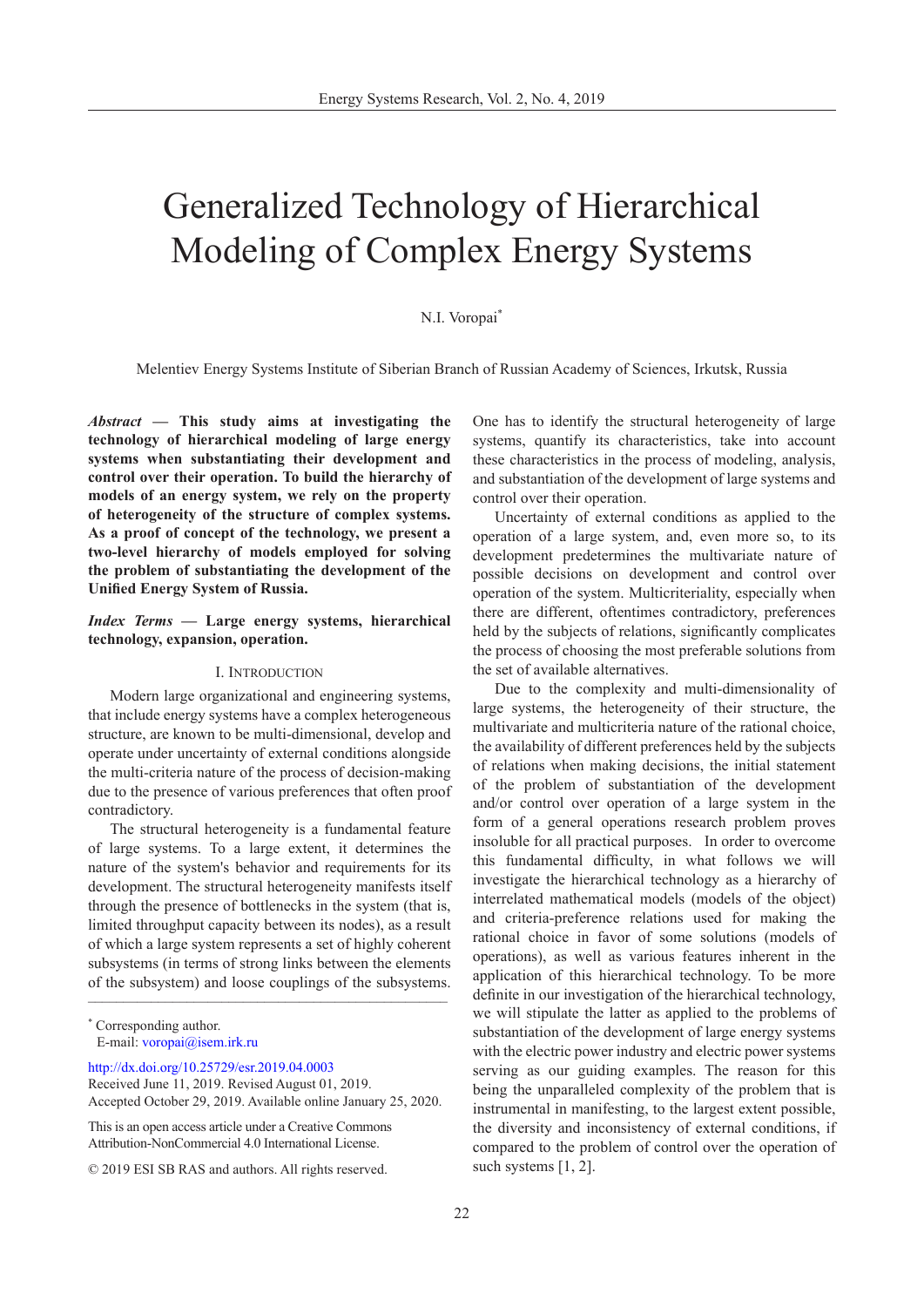# Generalized Technology of Hierarchical Modeling of Complex Energy Systems

N.I. Voropai*

Melentiev Energy Systems Institute of Siberian Branch of Russian Academy of Sciences, Irkutsk, Russia

***Abstract* — This study aims at investigating the technology of hierarchical modeling of large energy systems when substantiating their development and control over their operation. To build the hierarchy of models of an energy system, we rely on the property of heterogeneity of the structure of complex systems. As a proof of concept of the technology, we present a two-level hierarchy of models employed for solving the problem of substantiating the development of the Unified Energy System of Russia.**

***Index Terms* — Large energy systems, hierarchical technology, expansion, operation.**

## I. Introduction

Modern large organizational and engineering systems, that include energy systems have a complex heterogeneous structure, are known to be multi-dimensional, develop and operate under uncertainty of external conditions alongside the multi-criteria nature of the process of decision-making due to the presence of various preferences that often proof contradictory.

The structural heterogeneity is a fundamental feature of large systems. To a large extent, it determines the nature of the system's behavior and requirements for its development. The structural heterogeneity manifests itself through the presence of bottlenecks in the system (that is, limited throughput capacity between its nodes), as a result of which a large system represents a set of highly coherent subsystems (in terms of strong links between the elements of the subsystem) and loose couplings of the subsystems. One has to identify the structural heterogeneity of large systems, quantify its characteristics, take into account these characteristics in the process of modeling, analysis, and substantiation of the development of large systems and control over their operation.

Uncertainty of external conditions as applied to the operation of a large system, and, even more so, to its development predetermines the multivariate nature of possible decisions on development and control over operation of the system. Multicriteriality, especially when there are different, oftentimes contradictory, preferences held by the subjects of relations, significantly complicates the process of choosing the most preferable solutions from the set of available alternatives.

Due to the complexity and multi-dimensionality of large systems, the heterogeneity of their structure, the multivariate and multicriteria nature of the rational choice, the availability of different preferences held by the subjects of relations when making decisions, the initial statement of the problem of substantiation of the development and/or control over operation of a large system in the form of a general operations research problem proves insoluble for all practical purposes. In order to overcome this fundamental difficulty, in what follows we will investigate the hierarchical technology as a hierarchy of interrelated mathematical models (models of the object) and criteria-preference relations used for making the rational choice in favor of some solutions (models of operations), as well as various features inherent in the application of this hierarchical technology. To be more definite in our investigation of the hierarchical technology, we will stipulate the latter as applied to the problems of substantiation of the development of large energy systems with the electric power industry and electric power systems serving as our guiding examples. The reason for this being the unparalleled complexity of the problem that is instrumental in manifesting, to the largest extent possible, the diversity and inconsistency of external conditions, if compared to the problem of control over the operation of such systems [1, 2].

---

* Corresponding author.
E-mail: voropai@isem.irk.ru

http://dx.doi.org/10.25729/esr.2019.04.0003
Received June 11, 2019. Revised August 01, 2019.
Accepted October 29, 2019. Available online January 25, 2020.

This is an open access article under a Creative Commons Attribution-NonCommercial 4.0 International License.

© 2019 ESI SB RAS and authors. All rights reserved.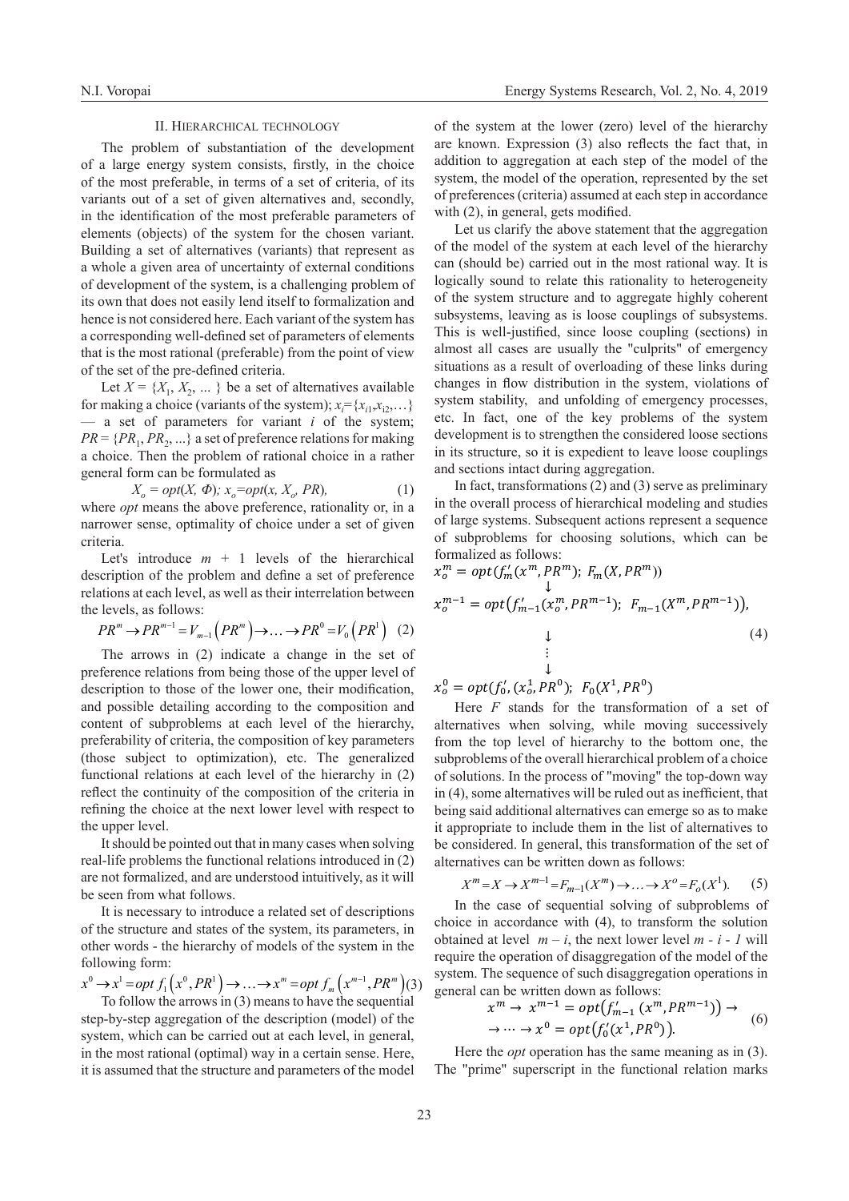## II. Hierarchical technology

The problem of substantiation of the development of a large energy system consists, firstly, in the choice of the most preferable, in terms of a set of criteria, of its variants out of a set of given alternatives and, secondly, in the identification of the most preferable parameters of elements (objects) of the system for the chosen variant. Building a set of alternatives (variants) that represent as a whole a given area of uncertainty of external conditions of development of the system, is a challenging problem of its own that does not easily lend itself to formalization and hence is not considered here. Each variant of the system has a corresponding well-defined set of parameters of elements that is the most rational (preferable) from the point of view of the set of the pre-defined criteria.

Let $X = \{X_1, X_2, \ldots\}$ be a set of alternatives available for making a choice (variants of the system); $x_i=\{x_{i1},x_{i2},\ldots\}$ — a set of parameters for variant $i$ of the system; $PR = \{PR_1, PR_2, \ldots\}$ a set of preference relations for making a choice. Then the problem of rational choice in a rather general form can be formulated as

$$X_o = opt(X,\, \Phi);\; x_o=opt(x,\, X_o,\, PR), \tag{1}$$

where *opt* means the above preference, rationality or, in a narrower sense, optimality of choice under a set of given criteria.

Let's introduce $m + 1$ levels of the hierarchical description of the problem and define a set of preference relations at each level, as well as their interrelation between the levels, as follows:

$$PR^m \rightarrow PR^{m-1} = V_{m-1}\left(PR^m\right) \rightarrow \ldots \rightarrow PR^0 = V_0\left(PR^1\right) \tag{2}$$

The arrows in (2) indicate a change in the set of preference relations from being those of the upper level of description to those of the lower one, their modification, and possible detailing according to the composition and content of subproblems at each level of the hierarchy, preferability of criteria, the composition of key parameters (those subject to optimization), etc. The generalized functional relations at each level of the hierarchy in (2) reflect the continuity of the composition of the criteria in refining the choice at the next lower level with respect to the upper level.

It should be pointed out that in many cases when solving real-life problems the functional relations introduced in (2) are not formalized, and are understood intuitively, as it will be seen from what follows.

It is necessary to introduce a related set of descriptions of the structure and states of the system, its parameters, in other words - the hierarchy of models of the system in the following form:

$$x^0 \rightarrow x^1 = opt\, f_1\left(x^0, PR^1\right) \rightarrow \ldots \rightarrow x^m = opt\, f_m\left(x^{m-1}, PR^m\right) \tag{3}$$

To follow the arrows in (3) means to have the sequential step-by-step aggregation of the description (model) of the system, which can be carried out at each level, in general, in the most rational (optimal) way in a certain sense. Here, it is assumed that the structure and parameters of the model of the system at the lower (zero) level of the hierarchy are known. Expression (3) also reflects the fact that, in addition to aggregation at each step of the model of the system, the model of the operation, represented by the set of preferences (criteria) assumed at each step in accordance with (2), in general, gets modified.

Let us clarify the above statement that the aggregation of the model of the system at each level of the hierarchy can (should be) carried out in the most rational way. It is logically sound to relate this rationality to heterogeneity of the system structure and to aggregate highly coherent subsystems, leaving as is loose couplings of subsystems. This is well-justified, since loose coupling (sections) in almost all cases are usually the "culprits" of emergency situations as a result of overloading of these links during changes in flow distribution in the system, violations of system stability, and unfolding of emergency processes, etc. In fact, one of the key problems of the system development is to strengthen the considered loose sections in its structure, so it is expedient to leave loose couplings and sections intact during aggregation.

In fact, transformations (2) and (3) serve as preliminary in the overall process of hierarchical modeling and studies of large systems. Subsequent actions represent a sequence of subproblems for choosing solutions, which can be formalized as follows:

$$
\begin{aligned}
&x_o^m = opt(f_m'(x^m, PR^m);\; F_m(X, PR^m)) \\
&\qquad\downarrow \\
&x_o^{m-1} = opt\big(f_{m-1}'(x_o^m, PR^{m-1});\;\; F_{m-1}(X^m, PR^{m-1})\big), \\
&\qquad\downarrow \\
&\qquad\vdots \\
&\qquad\downarrow \\
&x_o^0 = opt(f_0', (x_o^1, PR^0);\;\; F_0(X^1, PR^0)
\end{aligned}
\tag{4}
$$

Here $F$ stands for the transformation of a set of alternatives when solving, while moving successively from the top level of hierarchy to the bottom one, the subproblems of the overall hierarchical problem of a choice of solutions. In the process of "moving" the top-down way in (4), some alternatives will be ruled out as inefficient, that being said additional alternatives can emerge so as to make it appropriate to include them in the list of alternatives to be considered. In general, this transformation of the set of alternatives can be written down as follows:

$$X^m = X \rightarrow X^{m-1} = F_{m-1}(X^m) \rightarrow \ldots \rightarrow X^o = F_o(X^1). \tag{5}$$

In the case of sequential solving of subproblems of choice in accordance with (4), to transform the solution obtained at level $m - i$, the next lower level $m - i - 1$ will require the operation of disaggregation of the model of the system. The sequence of such disaggregation operations in general can be written down as follows:

$$
\begin{aligned}
&x^m \rightarrow\; x^{m-1} = opt\big(f_{m-1}'\,(x^m, PR^{m-1})\big) \rightarrow \\
&\rightarrow \cdots \rightarrow x^0 = opt\big(f_0'(x^1, PR^0)\big).
\end{aligned}
\tag{6}
$$

Here the *opt* operation has the same meaning as in (3). The "prime" superscript in the functional relation marks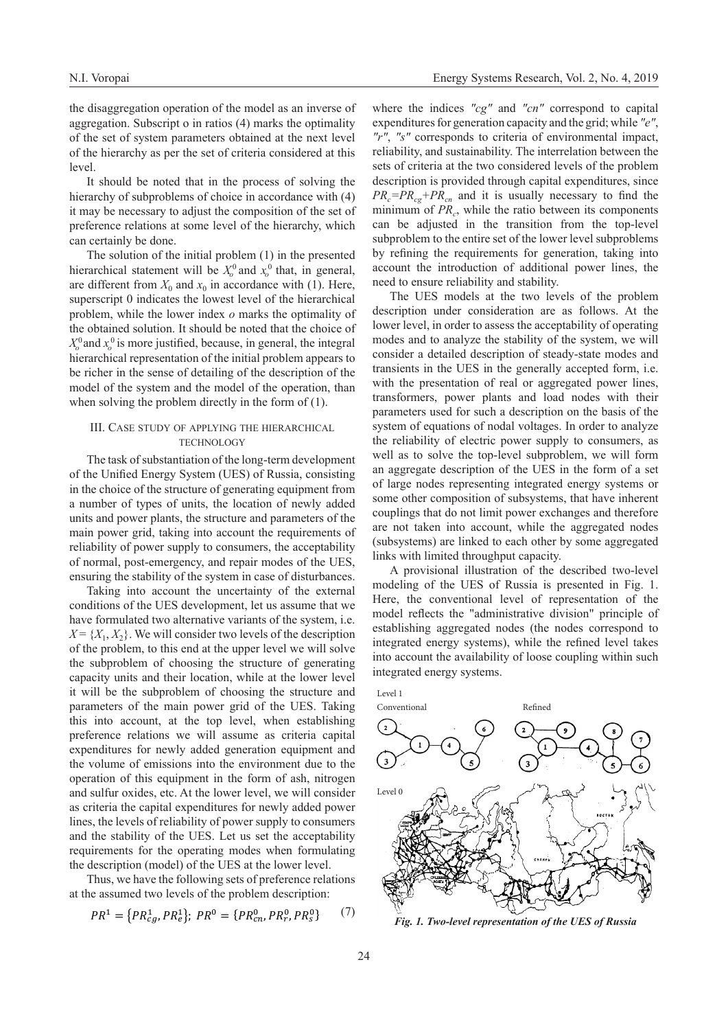the disaggregation operation of the model as an inverse of aggregation. Subscript o in ratios (4) marks the optimality of the set of system parameters obtained at the next level of the hierarchy as per the set of criteria considered at this level.

It should be noted that in the process of solving the hierarchy of subproblems of choice in accordance with (4) it may be necessary to adjust the composition of the set of preference relations at some level of the hierarchy, which can certainly be done.

The solution of the initial problem (1) in the presented hierarchical statement will be $X_o^0$ and $x_o^0$ that, in general, are different from $X_0$ and $x_0$ in accordance with (1). Here, superscript 0 indicates the lowest level of the hierarchical problem, while the lower index $o$ marks the optimality of the obtained solution. It should be noted that the choice of $X_o^0$ and $x_o^0$ is more justified, because, in general, the integral hierarchical representation of the initial problem appears to be richer in the sense of detailing of the description of the model of the system and the model of the operation, than when solving the problem directly in the form of (1).

## III. Case study of applying the hierarchical technology

The task of substantiation of the long-term development of the Unified Energy System (UES) of Russia, consisting in the choice of the structure of generating equipment from a number of types of units, the location of newly added units and power plants, the structure and parameters of the main power grid, taking into account the requirements of reliability of power supply to consumers, the acceptability of normal, post-emergency, and repair modes of the UES, ensuring the stability of the system in case of disturbances.

Taking into account the uncertainty of the external conditions of the UES development, let us assume that we have formulated two alternative variants of the system, i.e. $X = \{X_1, X_2\}$. We will consider two levels of the description of the problem, to this end at the upper level we will solve the subproblem of choosing the structure of generating capacity units and their location, while at the lower level it will be the subproblem of choosing the structure and parameters of the main power grid of the UES. Taking this into account, at the top level, when establishing preference relations we will assume as criteria capital expenditures for newly added generation equipment and the volume of emissions into the environment due to the operation of this equipment in the form of ash, nitrogen and sulfur oxides, etc. At the lower level, we will consider as criteria the capital expenditures for newly added power lines, the levels of reliability of power supply to consumers and the stability of the UES. Let us set the acceptability requirements for the operating modes when formulating the description (model) of the UES at the lower level.

Thus, we have the following sets of preference relations at the assumed two levels of the problem description:

$$PR^1 = \{PR_{cg}^1, PR_e^1\};\ PR^0 = \{PR_{cn}^0, PR_r^0, PR_s^0\} \qquad (7)$$

where the indices "$cg$" and "$cn$" correspond to capital expenditures for generation capacity and the grid; while "$e$", "$r$", "$s$" corresponds to criteria of environmental impact, reliability, and sustainability. The interrelation between the sets of criteria at the two considered levels of the problem description is provided through capital expenditures, since $PR_c = PR_{cg} + PR_{cn}$ and it is usually necessary to find the minimum of $PR_c$, while the ratio between its components can be adjusted in the transition from the top-level subproblem to the entire set of the lower level subproblems by refining the requirements for generation, taking into account the introduction of additional power lines, the need to ensure reliability and stability.

The UES models at the two levels of the problem description under consideration are as follows. At the lower level, in order to assess the acceptability of operating modes and to analyze the stability of the system, we will consider a detailed description of steady-state modes and transients in the UES in the generally accepted form, i.e. with the presentation of real or aggregated power lines, transformers, power plants and load nodes with their parameters used for such a description on the basis of the system of equations of nodal voltages. In order to analyze the reliability of electric power supply to consumers, as well as to solve the top-level subproblem, we will form an aggregate description of the UES in the form of a set of large nodes representing integrated energy systems or some other composition of subsystems, that have inherent couplings that do not limit power exchanges and therefore are not taken into account, while the aggregated nodes (subsystems) are linked to each other by some aggregated links with limited throughput capacity.

A provisional illustration of the described two-level modeling of the UES of Russia is presented in Fig. 1. Here, the conventional level of representation of the model reflects the "administrative division" principle of establishing aggregated nodes (the nodes correspond to integrated energy systems), while the refined level takes into account the availability of loose coupling within such integrated energy systems.

*Fig. 1. Two-level representation of the UES of Russia*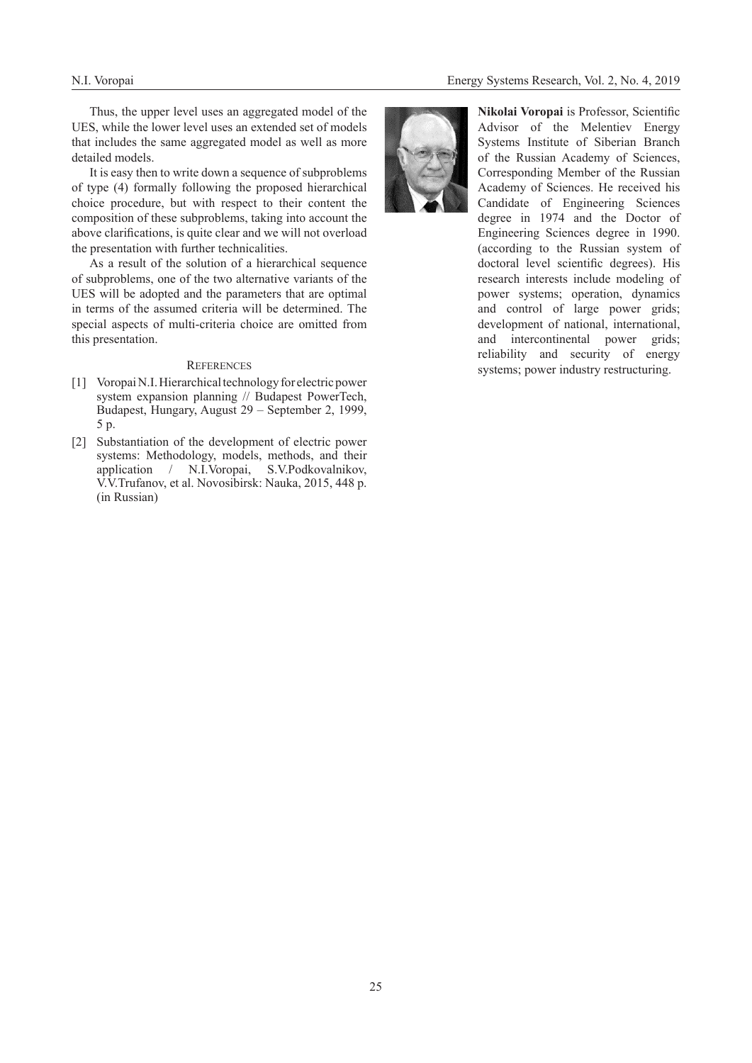Thus, the upper level uses an aggregated model of the UES, while the lower level uses an extended set of models that includes the same aggregated model as well as more detailed models.

It is easy then to write down a sequence of subproblems of type (4) formally following the proposed hierarchical choice procedure, but with respect to their content the composition of these subproblems, taking into account the above clarifications, is quite clear and we will not overload the presentation with further technicalities.

As a result of the solution of a hierarchical sequence of subproblems, one of the two alternative variants of the UES will be adopted and the parameters that are optimal in terms of the assumed criteria will be determined. The special aspects of multi-criteria choice are omitted from this presentation.

## References

[1] Voropai N.I. Hierarchical technology for electric power system expansion planning // Budapest PowerTech, Budapest, Hungary, August 29 – September 2, 1999, 5 p.

[2] Substantiation of the development of electric power systems: Methodology, models, methods, and their application / N.I.Voropai, S.V.Podkovalnikov, V.V.Trufanov, et al. Novosibirsk: Nauka, 2015, 448 p. (in Russian)

**Nikolai Voropai** is Professor, Scientific Advisor of the Melentiev Energy Systems Institute of Siberian Branch of the Russian Academy of Sciences, Corresponding Member of the Russian Academy of Sciences. He received his Candidate of Engineering Sciences degree in 1974 and the Doctor of Engineering Sciences degree in 1990. (according to the Russian system of doctoral level scientific degrees). His research interests include modeling of power systems; operation, dynamics and control of large power grids; development of national, international, and intercontinental power grids; reliability and security of energy systems; power industry restructuring.